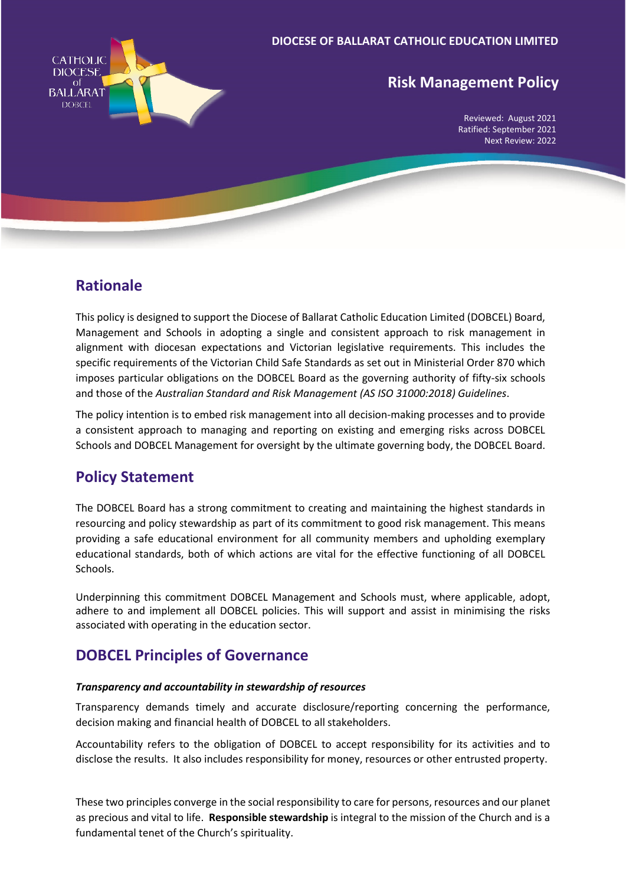DIOCESE OF BALLARAT CATHOLIC EDUCATION LIMITED

# Risk Management Policy

Reviewed: August 2021
Ratified: September 2021
Next Review: 2022

## Rationale

This policy is designed to support the Diocese of Ballarat Catholic Education Limited (DOBCEL) Board, Management and Schools in adopting a single and consistent approach to risk management in alignment with diocesan expectations and Victorian legislative requirements. This includes the specific requirements of the Victorian Child Safe Standards as set out in Ministerial Order 870 which imposes particular obligations on the DOBCEL Board as the governing authority of fifty-six schools and those of the *Australian Standard and Risk Management (AS ISO 31000:2018) Guidelines*.

The policy intention is to embed risk management into all decision-making processes and to provide a consistent approach to managing and reporting on existing and emerging risks across DOBCEL Schools and DOBCEL Management for oversight by the ultimate governing body, the DOBCEL Board.

## Policy Statement

The DOBCEL Board has a strong commitment to creating and maintaining the highest standards in resourcing and policy stewardship as part of its commitment to good risk management. This means providing a safe educational environment for all community members and upholding exemplary educational standards, both of which actions are vital for the effective functioning of all DOBCEL Schools.

Underpinning this commitment DOBCEL Management and Schools must, where applicable, adopt, adhere to and implement all DOBCEL policies. This will support and assist in minimising the risks associated with operating in the education sector.

## DOBCEL Principles of Governance

***Transparency and accountability in stewardship of resources***

Transparency demands timely and accurate disclosure/reporting concerning the performance, decision making and financial health of DOBCEL to all stakeholders.

Accountability refers to the obligation of DOBCEL to accept responsibility for its activities and to disclose the results. It also includes responsibility for money, resources or other entrusted property.

These two principles converge in the social responsibility to care for persons, resources and our planet as precious and vital to life. **Responsible stewardship** is integral to the mission of the Church and is a fundamental tenet of the Church's spirituality.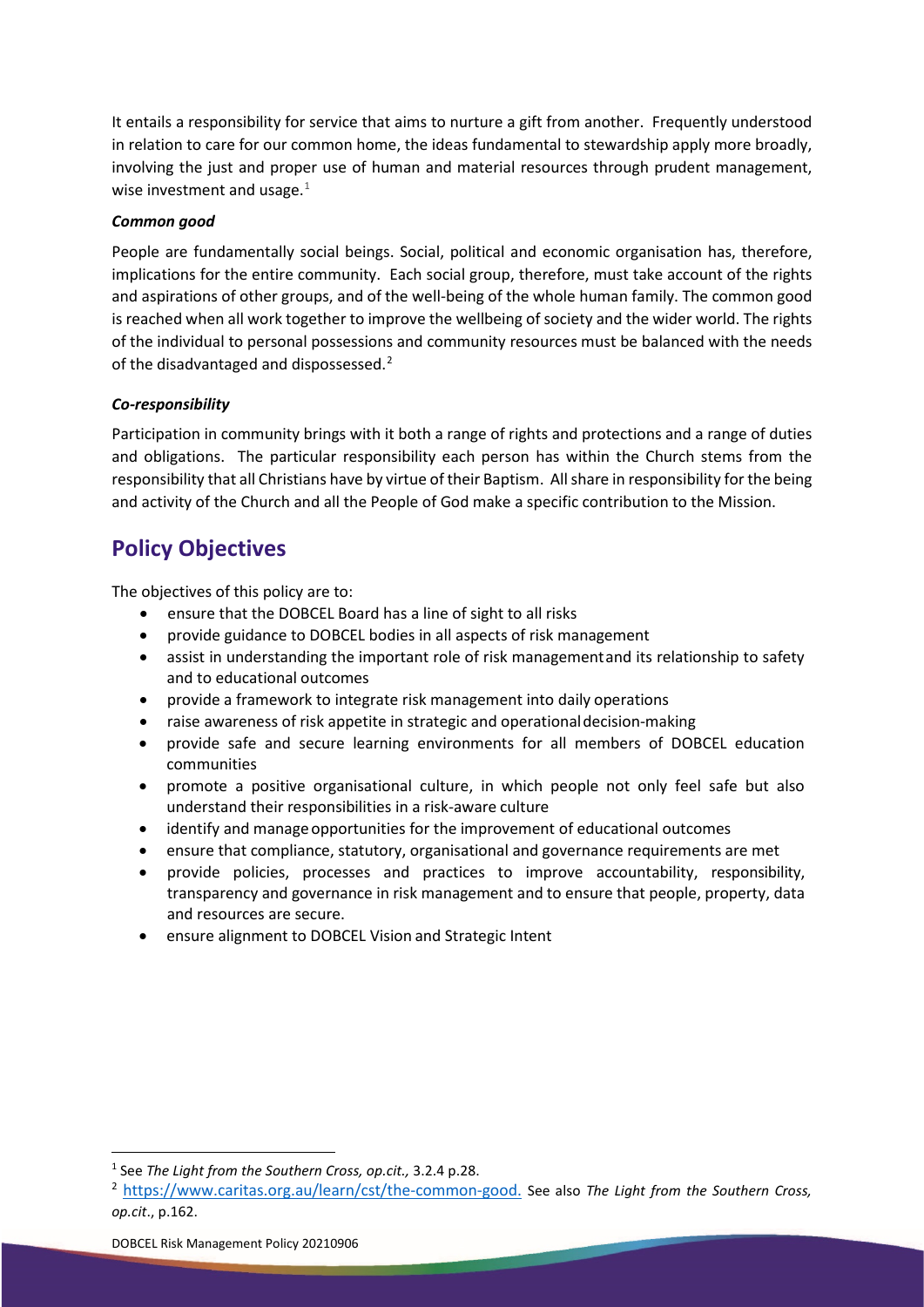It entails a responsibility for service that aims to nurture a gift from another. Frequently understood in relation to care for our common home, the ideas fundamental to stewardship apply more broadly, involving the just and proper use of human and material resources through prudent management, wise investment and usage.[1]

***Common good***

People are fundamentally social beings. Social, political and economic organisation has, therefore, implications for the entire community. Each social group, therefore, must take account of the rights and aspirations of other groups, and of the well-being of the whole human family. The common good is reached when all work together to improve the wellbeing of society and the wider world. The rights of the individual to personal possessions and community resources must be balanced with the needs of the disadvantaged and dispossessed.[2]

***Co-responsibility***

Participation in community brings with it both a range of rights and protections and a range of duties and obligations. The particular responsibility each person has within the Church stems from the responsibility that all Christians have by virtue of their Baptism. All share in responsibility for the being and activity of the Church and all the People of God make a specific contribution to the Mission.

## Policy Objectives

The objectives of this policy are to:

- ensure that the DOBCEL Board has a line of sight to all risks
- provide guidance to DOBCEL bodies in all aspects of risk management
- assist in understanding the important role of risk management and its relationship to safety and to educational outcomes
- provide a framework to integrate risk management into daily operations
- raise awareness of risk appetite in strategic and operational decision-making
- provide safe and secure learning environments for all members of DOBCEL education communities
- promote a positive organisational culture, in which people not only feel safe but also understand their responsibilities in a risk-aware culture
- identify and manage opportunities for the improvement of educational outcomes
- ensure that compliance, statutory, organisational and governance requirements are met
- provide policies, processes and practices to improve accountability, responsibility, transparency and governance in risk management and to ensure that people, property, data and resources are secure.
- ensure alignment to DOBCEL Vision and Strategic Intent

---

[1] See *The Light from the Southern Cross, op.cit.,* 3.2.4 p.28.

[2] https://www.caritas.org.au/learn/cst/the-common-good. See also *The Light from the Southern Cross, op.cit*., p.162.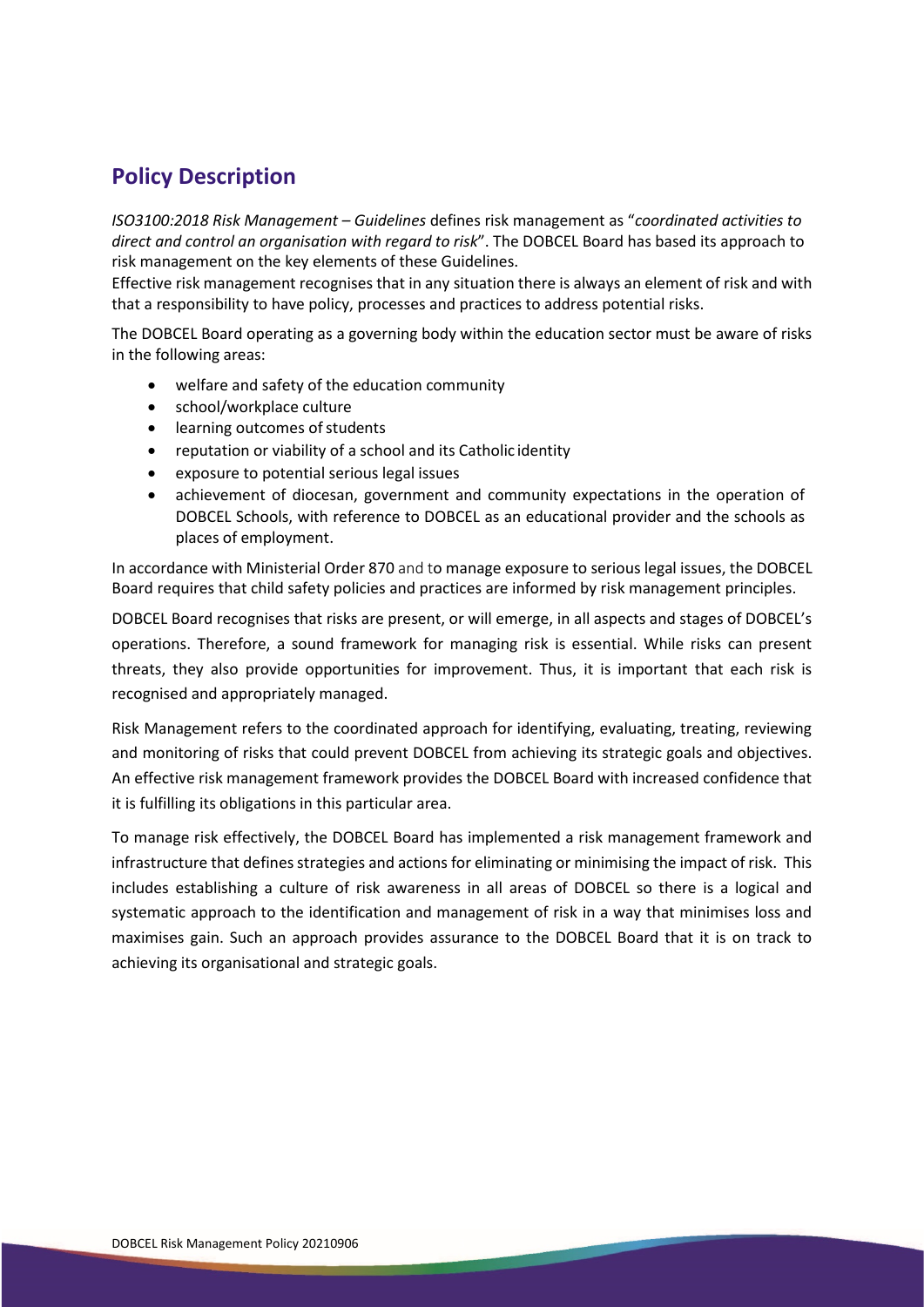## Policy Description

*ISO3100:2018 Risk Management – Guidelines* defines risk management as "*coordinated activities to direct and control an organisation with regard to risk*". The DOBCEL Board has based its approach to risk management on the key elements of these Guidelines.

Effective risk management recognises that in any situation there is always an element of risk and with that a responsibility to have policy, processes and practices to address potential risks.

The DOBCEL Board operating as a governing body within the education sector must be aware of risks in the following areas:

- welfare and safety of the education community
- school/workplace culture
- learning outcomes of students
- reputation or viability of a school and its Catholic identity
- exposure to potential serious legal issues
- achievement of diocesan, government and community expectations in the operation of DOBCEL Schools, with reference to DOBCEL as an educational provider and the schools as places of employment.

In accordance with Ministerial Order 870 and to manage exposure to serious legal issues, the DOBCEL Board requires that child safety policies and practices are informed by risk management principles.

DOBCEL Board recognises that risks are present, or will emerge, in all aspects and stages of DOBCEL's operations. Therefore, a sound framework for managing risk is essential. While risks can present threats, they also provide opportunities for improvement. Thus, it is important that each risk is recognised and appropriately managed.

Risk Management refers to the coordinated approach for identifying, evaluating, treating, reviewing and monitoring of risks that could prevent DOBCEL from achieving its strategic goals and objectives. An effective risk management framework provides the DOBCEL Board with increased confidence that it is fulfilling its obligations in this particular area.

To manage risk effectively, the DOBCEL Board has implemented a risk management framework and infrastructure that defines strategies and actions for eliminating or minimising the impact of risk. This includes establishing a culture of risk awareness in all areas of DOBCEL so there is a logical and systematic approach to the identification and management of risk in a way that minimises loss and maximises gain. Such an approach provides assurance to the DOBCEL Board that it is on track to achieving its organisational and strategic goals.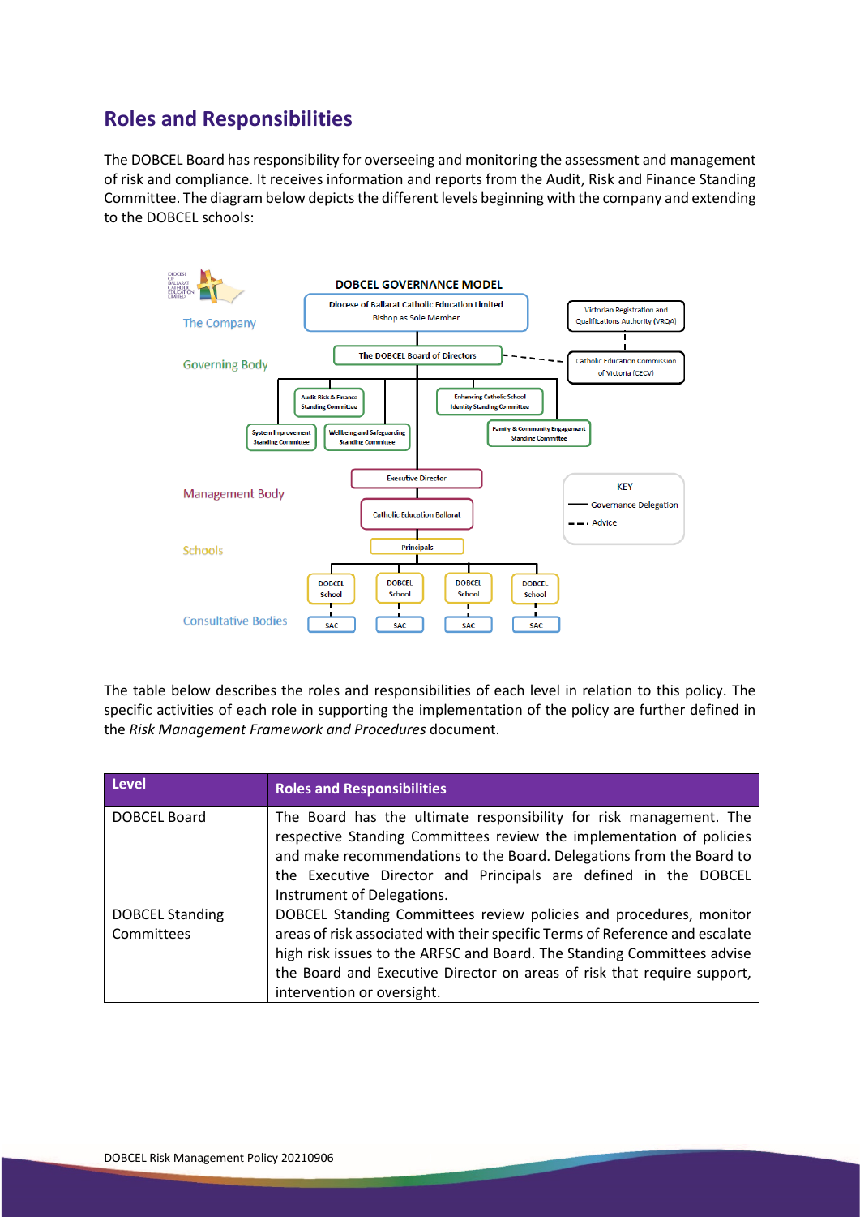## Roles and Responsibilities

The DOBCEL Board has responsibility for overseeing and monitoring the assessment and management of risk and compliance. It receives information and reports from the Audit, Risk and Finance Standing Committee. The diagram below depicts the different levels beginning with the company and extending to the DOBCEL schools:

**DOBCEL GOVERNANCE MODEL**

- **The Company:** Diocese of Ballarat Catholic Education Limited, Bishop as Sole Member
- **Governing Body:** The DOBCEL Board of Directors
  - Audit Risk & Finance Standing Committee
  - System Improvement Standing Committee
  - Wellbeing and Safeguarding Standing Committee
  - Enhancing Catholic School Identity Standing Committee
  - Family & Community Engagement Standing Committee
  - Advice: Victorian Registration and Qualifications Authority (VRQA); Catholic Education Commission of Victoria (CECV)
- **Management Body:** Executive Director; Catholic Education Ballarat
- **Schools:** Principals; DOBCEL School; DOBCEL School; DOBCEL School; DOBCEL School
- **Consultative Bodies:** SAC; SAC; SAC; SAC

KEY: Governance Delegation (solid line); Advice (dashed line)

The table below describes the roles and responsibilities of each level in relation to this policy. The specific activities of each role in supporting the implementation of the policy are further defined in the *Risk Management Framework and Procedures* document.

| Level | Roles and Responsibilities |
|---|---|
| DOBCEL Board | The Board has the ultimate responsibility for risk management. The respective Standing Committees review the implementation of policies and make recommendations to the Board. Delegations from the Board to the Executive Director and Principals are defined in the DOBCEL Instrument of Delegations. |
| DOBCEL Standing Committees | DOBCEL Standing Committees review policies and procedures, monitor areas of risk associated with their specific Terms of Reference and escalate high risk issues to the ARFSC and Board. The Standing Committees advise the Board and Executive Director on areas of risk that require support, intervention or oversight. |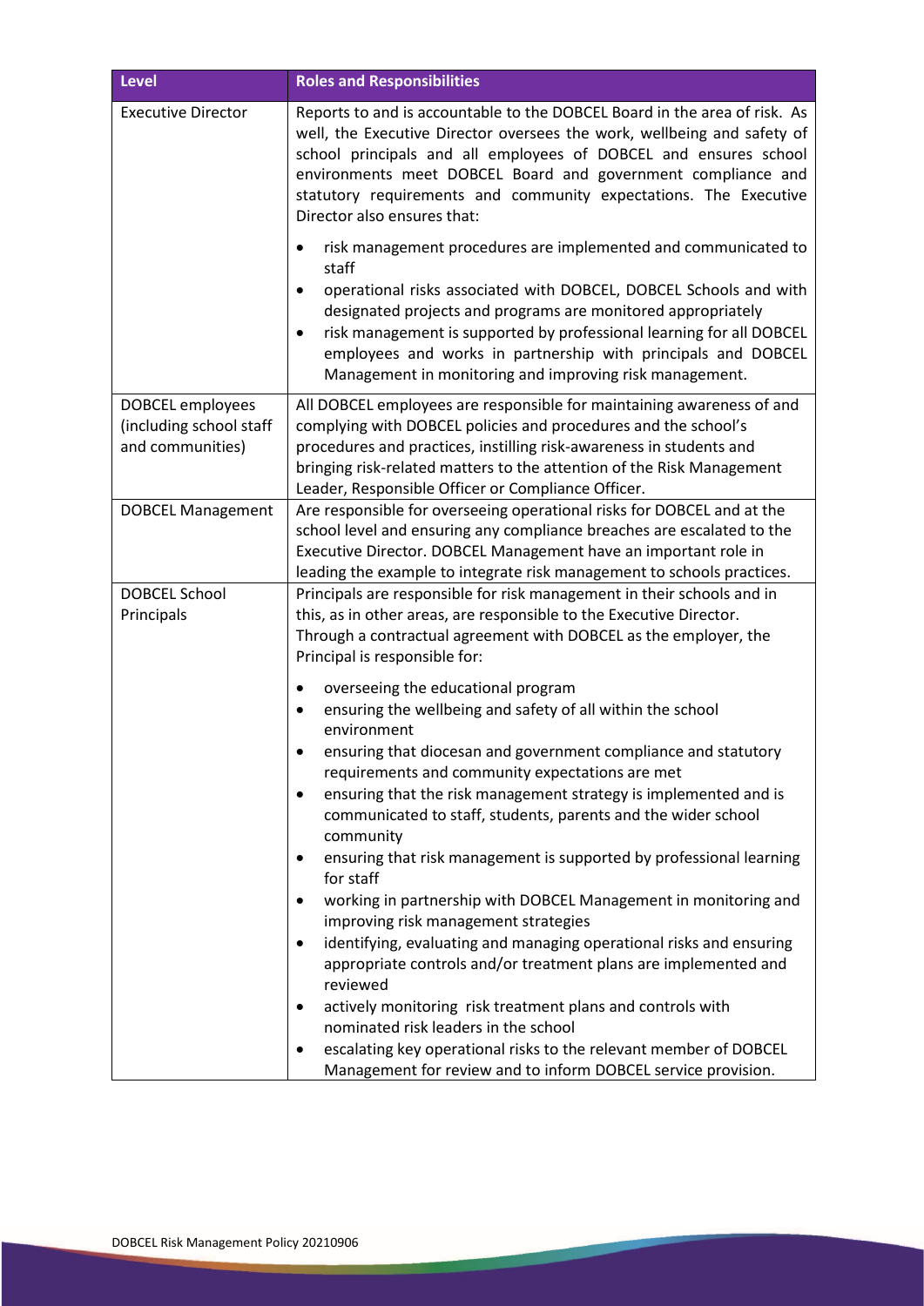| Level | Roles and Responsibilities |
|---|---|
| Executive Director | Reports to and is accountable to the DOBCEL Board in the area of risk. As well, the Executive Director oversees the work, wellbeing and safety of school principals and all employees of DOBCEL and ensures school environments meet DOBCEL Board and government compliance and statutory requirements and community expectations. The Executive Director also ensures that:<br>• risk management procedures are implemented and communicated to staff<br>• operational risks associated with DOBCEL, DOBCEL Schools and with designated projects and programs are monitored appropriately<br>• risk management is supported by professional learning for all DOBCEL employees and works in partnership with principals and DOBCEL Management in monitoring and improving risk management. |
| DOBCEL employees (including school staff and communities) | All DOBCEL employees are responsible for maintaining awareness of and complying with DOBCEL policies and procedures and the school's procedures and practices, instilling risk-awareness in students and bringing risk-related matters to the attention of the Risk Management Leader, Responsible Officer or Compliance Officer. |
| DOBCEL Management | Are responsible for overseeing operational risks for DOBCEL and at the school level and ensuring any compliance breaches are escalated to the Executive Director. DOBCEL Management have an important role in leading the example to integrate risk management to schools practices. |
| DOBCEL School Principals | Principals are responsible for risk management in their schools and in this, as in other areas, are responsible to the Executive Director. Through a contractual agreement with DOBCEL as the employer, the Principal is responsible for:<br>• overseeing the educational program<br>• ensuring the wellbeing and safety of all within the school environment<br>• ensuring that diocesan and government compliance and statutory requirements and community expectations are met<br>• ensuring that the risk management strategy is implemented and is communicated to staff, students, parents and the wider school community<br>• ensuring that risk management is supported by professional learning for staff<br>• working in partnership with DOBCEL Management in monitoring and improving risk management strategies<br>• identifying, evaluating and managing operational risks and ensuring appropriate controls and/or treatment plans are implemented and reviewed<br>• actively monitoring risk treatment plans and controls with nominated risk leaders in the school<br>• escalating key operational risks to the relevant member of DOBCEL Management for review and to inform DOBCEL service provision. |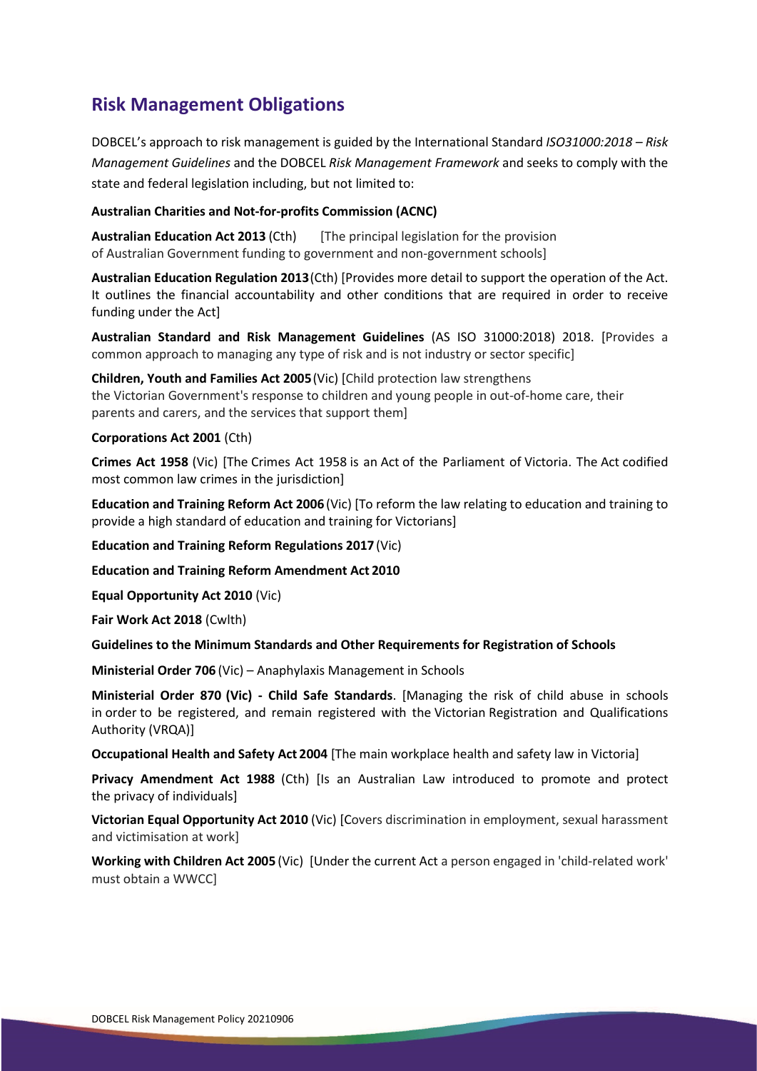## Risk Management Obligations

DOBCEL's approach to risk management is guided by the International Standard *ISO31000:2018 – Risk Management Guidelines* and the DOBCEL *Risk Management Framework* and seeks to comply with the state and federal legislation including, but not limited to:

**Australian Charities and Not-for-profits Commission (ACNC)**

**Australian Education Act 2013** (Cth) [The principal legislation for the provision of Australian Government funding to government and non-government schools]

**Australian Education Regulation 2013** (Cth) [Provides more detail to support the operation of the Act. It outlines the financial accountability and other conditions that are required in order to receive funding under the Act]

**Australian Standard and Risk Management Guidelines** (AS ISO 31000:2018) 2018. [Provides a common approach to managing any type of risk and is not industry or sector specific]

**Children, Youth and Families Act 2005** (Vic) [Child protection law strengthens the Victorian Government's response to children and young people in out-of-home care, their parents and carers, and the services that support them]

**Corporations Act 2001** (Cth)

**Crimes Act 1958** (Vic) [The Crimes Act 1958 is an Act of the Parliament of Victoria. The Act codified most common law crimes in the jurisdiction]

**Education and Training Reform Act 2006** (Vic) [To reform the law relating to education and training to provide a high standard of education and training for Victorians]

**Education and Training Reform Regulations 2017** (Vic)

**Education and Training Reform Amendment Act 2010**

**Equal Opportunity Act 2010** (Vic)

**Fair Work Act 2018** (Cwlth)

**Guidelines to the Minimum Standards and Other Requirements for Registration of Schools**

**Ministerial Order 706** (Vic) – Anaphylaxis Management in Schools

**Ministerial Order 870 (Vic) - Child Safe Standards**. [Managing the risk of child abuse in schools in order to be registered, and remain registered with the Victorian Registration and Qualifications Authority (VRQA)]

**Occupational Health and Safety Act 2004** [The main workplace health and safety law in Victoria]

**Privacy Amendment Act 1988** (Cth) [Is an Australian Law introduced to promote and protect the privacy of individuals]

**Victorian Equal Opportunity Act 2010** (Vic) [Covers discrimination in employment, sexual harassment and victimisation at work]

**Working with Children Act 2005** (Vic) [Under the current Act a person engaged in 'child-related work' must obtain a WWCC]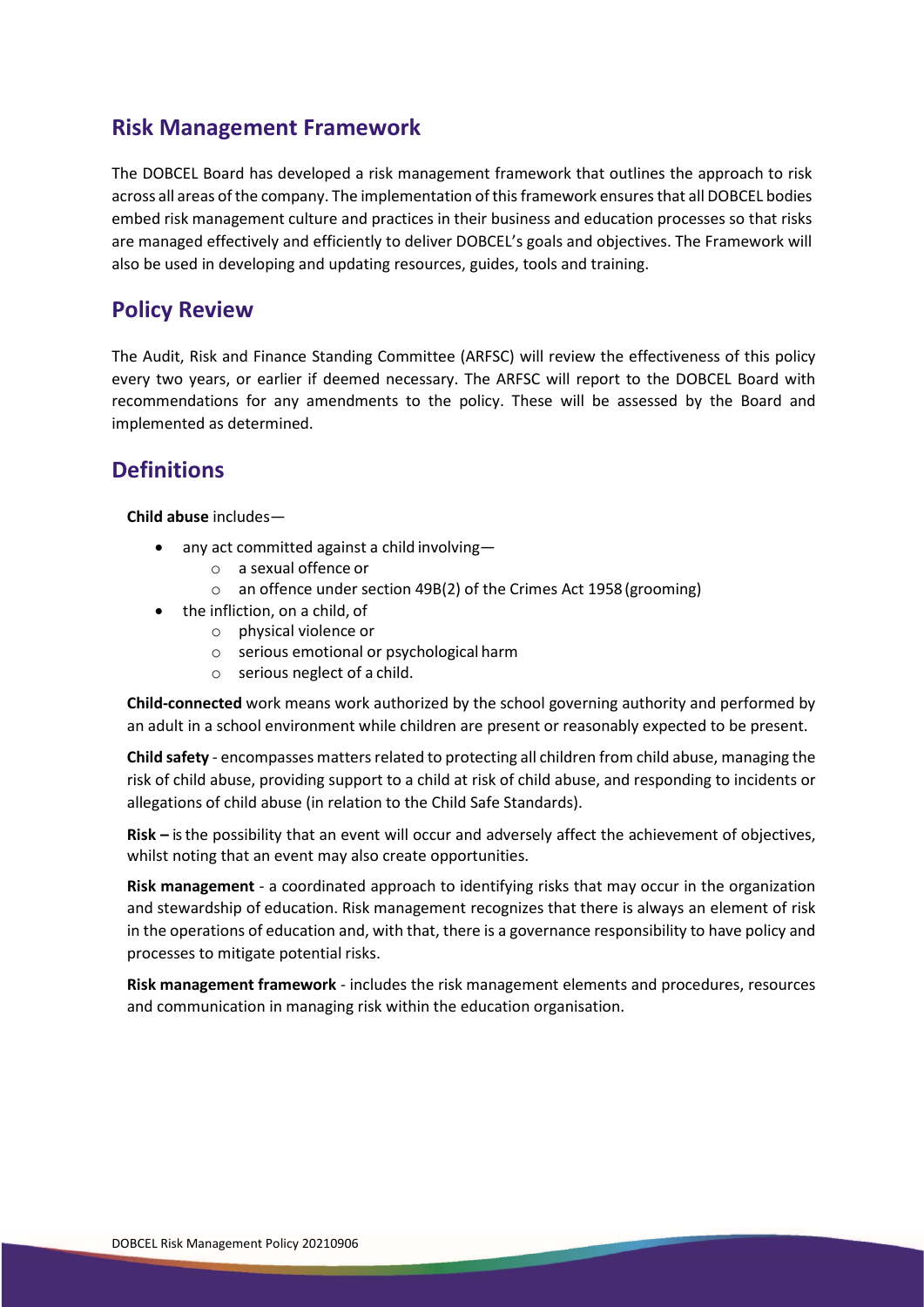## Risk Management Framework

The DOBCEL Board has developed a risk management framework that outlines the approach to risk across all areas of the company. The implementation of this framework ensures that all DOBCEL bodies embed risk management culture and practices in their business and education processes so that risks are managed effectively and efficiently to deliver DOBCEL's goals and objectives. The Framework will also be used in developing and updating resources, guides, tools and training.

## Policy Review

The Audit, Risk and Finance Standing Committee (ARFSC) will review the effectiveness of this policy every two years, or earlier if deemed necessary. The ARFSC will report to the DOBCEL Board with recommendations for any amendments to the policy. These will be assessed by the Board and implemented as determined.

## Definitions

**Child abuse** includes—

- any act committed against a child involving—
  - a sexual offence or
  - an offence under section 49B(2) of the Crimes Act 1958 (grooming)
- the infliction, on a child, of
  - physical violence or
  - serious emotional or psychological harm
  - serious neglect of a child.

**Child-connected** work means work authorized by the school governing authority and performed by an adult in a school environment while children are present or reasonably expected to be present.

**Child safety** - encompasses matters related to protecting all children from child abuse, managing the risk of child abuse, providing support to a child at risk of child abuse, and responding to incidents or allegations of child abuse (in relation to the Child Safe Standards).

**Risk –** is the possibility that an event will occur and adversely affect the achievement of objectives, whilst noting that an event may also create opportunities.

**Risk management** - a coordinated approach to identifying risks that may occur in the organization and stewardship of education. Risk management recognizes that there is always an element of risk in the operations of education and, with that, there is a governance responsibility to have policy and processes to mitigate potential risks.

**Risk management framework** - includes the risk management elements and procedures, resources and communication in managing risk within the education organisation.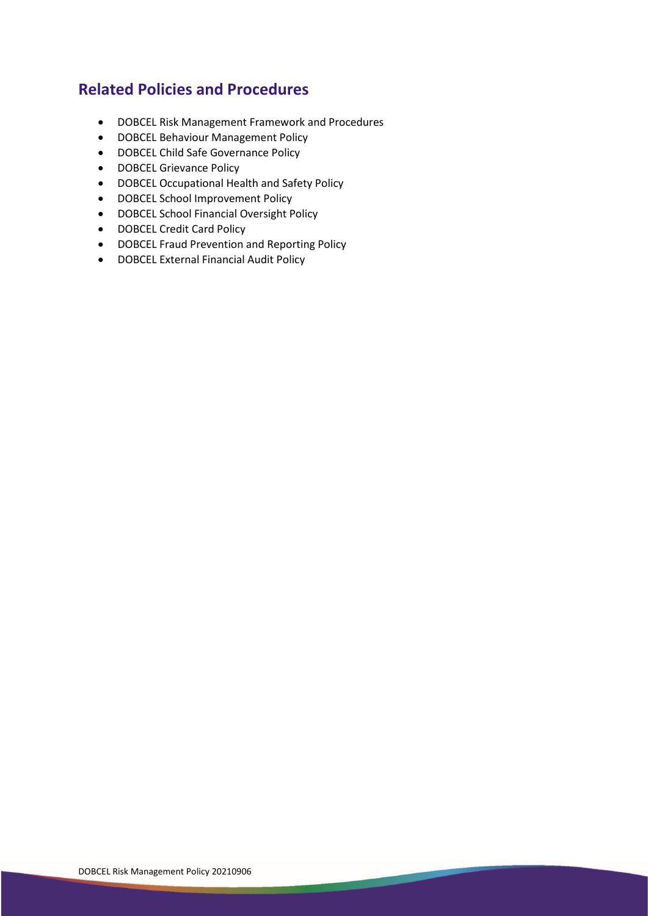## Related Policies and Procedures

- DOBCEL Risk Management Framework and Procedures
- DOBCEL Behaviour Management Policy
- DOBCEL Child Safe Governance Policy
- DOBCEL Grievance Policy
- DOBCEL Occupational Health and Safety Policy
- DOBCEL School Improvement Policy
- DOBCEL School Financial Oversight Policy
- DOBCEL Credit Card Policy
- DOBCEL Fraud Prevention and Reporting Policy
- DOBCEL External Financial Audit Policy